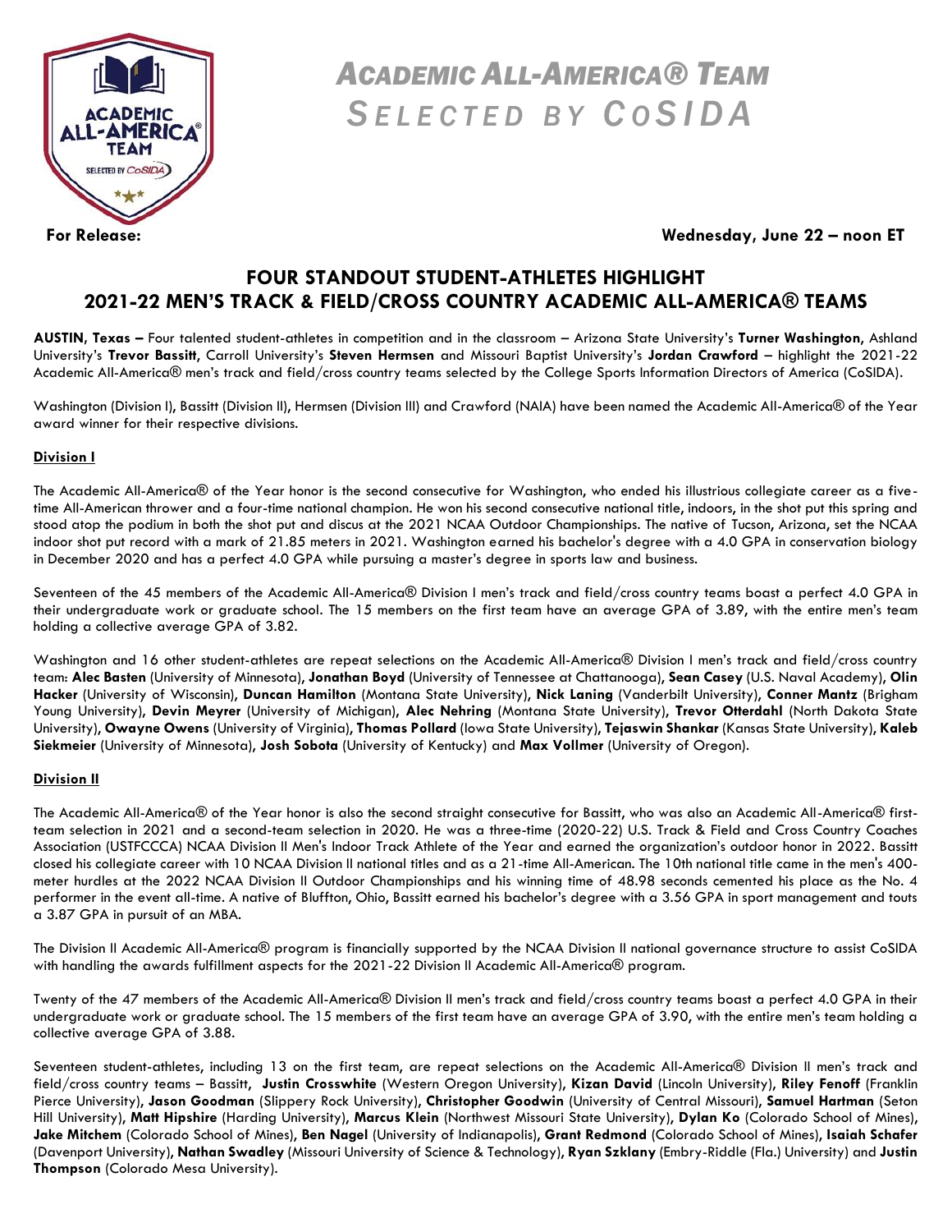# *ACADEMIC ALL-AMERICA® TEAM*
# *SELECTED BY COSIDA*

**For Release:** **Wednesday, June 22 – noon ET**

## FOUR STANDOUT STUDENT-ATHLETES HIGHLIGHT 2021-22 MEN'S TRACK & FIELD/CROSS COUNTRY ACADEMIC ALL-AMERICA® TEAMS

**AUSTIN, Texas –** Four talented student-athletes in competition and in the classroom – Arizona State University's **Turner Washington**, Ashland University's **Trevor Bassitt**, Carroll University's **Steven Hermsen** and Missouri Baptist University's **Jordan Crawford** – highlight the 2021-22 Academic All-America® men's track and field/cross country teams selected by the College Sports Information Directors of America (CoSIDA).

Washington (Division I), Bassitt (Division II), Hermsen (Division III) and Crawford (NAIA) have been named the Academic All-America® of the Year award winner for their respective divisions.

### Division I

The Academic All-America® of the Year honor is the second consecutive for Washington, who ended his illustrious collegiate career as a five-time All-American thrower and a four-time national champion. He won his second consecutive national title, indoors, in the shot put this spring and stood atop the podium in both the shot put and discus at the 2021 NCAA Outdoor Championships. The native of Tucson, Arizona, set the NCAA indoor shot put record with a mark of 21.85 meters in 2021. Washington earned his bachelor's degree with a 4.0 GPA in conservation biology in December 2020 and has a perfect 4.0 GPA while pursuing a master's degree in sports law and business.

Seventeen of the 45 members of the Academic All-America® Division I men's track and field/cross country teams boast a perfect 4.0 GPA in their undergraduate work or graduate school. The 15 members on the first team have an average GPA of 3.89, with the entire men's team holding a collective average GPA of 3.82.

Washington and 16 other student-athletes are repeat selections on the Academic All-America® Division I men's track and field/cross country team: **Alec Basten** (University of Minnesota), **Jonathan Boyd** (University of Tennessee at Chattanooga), **Sean Casey** (U.S. Naval Academy), **Olin Hacker** (University of Wisconsin), **Duncan Hamilton** (Montana State University), **Nick Laning** (Vanderbilt University), **Conner Mantz** (Brigham Young University), **Devin Meyrer** (University of Michigan), **Alec Nehring** (Montana State University), **Trevor Otterdahl** (North Dakota State University), **Owayne Owens** (University of Virginia), **Thomas Pollard** (Iowa State University), **Tejaswin Shankar** (Kansas State University), **Kaleb Siekmeier** (University of Minnesota), **Josh Sobota** (University of Kentucky) and **Max Vollmer** (University of Oregon).

### Division II

The Academic All-America® of the Year honor is also the second straight consecutive for Bassitt, who was also an Academic All-America® first-team selection in 2021 and a second-team selection in 2020. He was a three-time (2020-22) U.S. Track & Field and Cross Country Coaches Association (USTFCCCA) NCAA Division II Men's Indoor Track Athlete of the Year and earned the organization's outdoor honor in 2022. Bassitt closed his collegiate career with 10 NCAA Division II national titles and as a 21-time All-American. The 10th national title came in the men's 400-meter hurdles at the 2022 NCAA Division II Outdoor Championships and his winning time of 48.98 seconds cemented his place as the No. 4 performer in the event all-time. A native of Bluffton, Ohio, Bassitt earned his bachelor's degree with a 3.56 GPA in sport management and touts a 3.87 GPA in pursuit of an MBA.

The Division II Academic All-America® program is financially supported by the NCAA Division II national governance structure to assist CoSIDA with handling the awards fulfillment aspects for the 2021-22 Division II Academic All-America® program.

Twenty of the 47 members of the Academic All-America® Division II men's track and field/cross country teams boast a perfect 4.0 GPA in their undergraduate work or graduate school. The 15 members of the first team have an average GPA of 3.90, with the entire men's team holding a collective average GPA of 3.88.

Seventeen student-athletes, including 13 on the first team, are repeat selections on the Academic All-America® Division II men's track and field/cross country teams – Bassitt, **Justin Crosswhite** (Western Oregon University), **Kizan David** (Lincoln University), **Riley Fenoff** (Franklin Pierce University), **Jason Goodman** (Slippery Rock University), **Christopher Goodwin** (University of Central Missouri), **Samuel Hartman** (Seton Hill University), **Matt Hipshire** (Harding University), **Marcus Klein** (Northwest Missouri State University), **Dylan Ko** (Colorado School of Mines), **Jake Mitchem** (Colorado School of Mines), **Ben Nagel** (University of Indianapolis), **Grant Redmond** (Colorado School of Mines), **Isaiah Schafer** (Davenport University), **Nathan Swadley** (Missouri University of Science & Technology), **Ryan Szklany** (Embry-Riddle (Fla.) University) and **Justin Thompson** (Colorado Mesa University).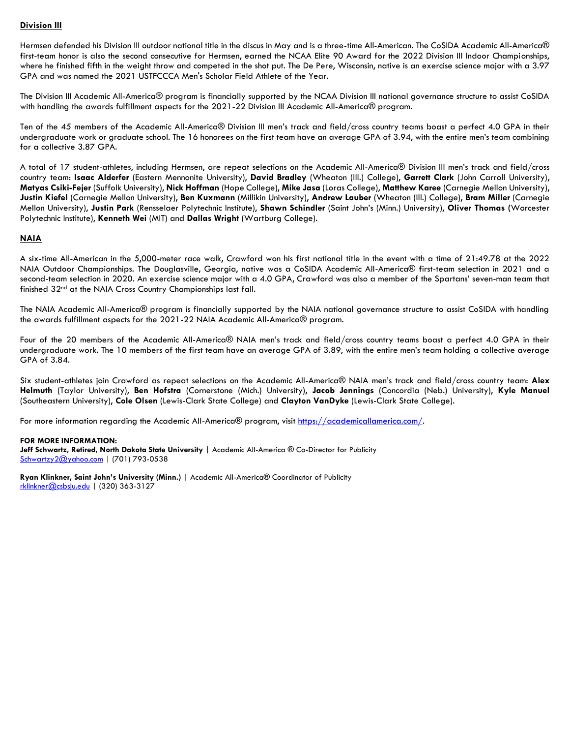## Division III

Hermsen defended his Division III outdoor national title in the discus in May and is a three-time All-American. The CoSIDA Academic All-America® first-team honor is also the second consecutive for Hermsen, earned the NCAA Elite 90 Award for the 2022 Division III Indoor Championships, where he finished fifth in the weight throw and competed in the shot put. The De Pere, Wisconsin, native is an exercise science major with a 3.97 GPA and was named the 2021 USTFCCCA Men's Scholar Field Athlete of the Year.

The Division III Academic All-America® program is financially supported by the NCAA Division III national governance structure to assist CoSIDA with handling the awards fulfillment aspects for the 2021-22 Division III Academic All-America® program.

Ten of the 45 members of the Academic All-America® Division III men's track and field/cross country teams boast a perfect 4.0 GPA in their undergraduate work or graduate school. The 16 honorees on the first team have an average GPA of 3.94, with the entire men's team combining for a collective 3.87 GPA.

A total of 17 student-athletes, including Hermsen, are repeat selections on the Academic All-America® Division III men's track and field/cross country team: **Isaac Alderfer** (Eastern Mennonite University), **David Bradley** (Wheaton (Ill.) College), **Garrett Clark** (John Carroll University), **Matyas Csiki-Fejer** (Suffolk University), **Nick Hoffman** (Hope College), **Mike Jasa** (Loras College), **Matthew Karee** (Carnegie Mellon University), **Justin Kiefel** (Carnegie Mellon University), **Ben Kuxmann** (Millikin University), **Andrew Lauber** (Wheaton (Ill.) College), **Bram Miller** (Carnegie Mellon University), **Justin Park** (Rensselaer Polytechnic Institute), **Shawn Schindler** (Saint John's (Minn.) University), **Oliver Thomas** (Worcester Polytechnic Institute), **Kenneth Wei** (MIT) and **Dallas Wright** (Wartburg College).

## NAIA

A six-time All-American in the 5,000-meter race walk, Crawford won his first national title in the event with a time of 21:49.78 at the 2022 NAIA Outdoor Championships. The Douglasville, Georgia, native was a CoSIDA Academic All-America® first-team selection in 2021 and a second-team selection in 2020. An exercise science major with a 4.0 GPA, Crawford was also a member of the Spartans' seven-man team that finished 32nd at the NAIA Cross Country Championships last fall.

The NAIA Academic All-America® program is financially supported by the NAIA national governance structure to assist CoSIDA with handling the awards fulfillment aspects for the 2021-22 NAIA Academic All-America® program.

Four of the 20 members of the Academic All-America® NAIA men's track and field/cross country teams boast a perfect 4.0 GPA in their undergraduate work. The 10 members of the first team have an average GPA of 3.89, with the entire men's team holding a collective average GPA of 3.84.

Six student-athletes join Crawford as repeat selections on the Academic All-America® NAIA men's track and field/cross country team: **Alex Helmuth** (Taylor University), **Ben Hofstra** (Cornerstone (Mich.) University), **Jacob Jennings** (Concordia (Neb.) University), **Kyle Manuel** (Southeastern University), **Cole Olsen** (Lewis-Clark State College) and **Clayton VanDyke** (Lewis-Clark State College).

For more information regarding the Academic All-America® program, visit https://academicallamerica.com/.

**FOR MORE INFORMATION:**
**Jeff Schwartz, Retired, North Dakota State University** | Academic All-America ® Co-Director for Publicity
Schwartzy2@yahoo.com | (701) 793-0538

**Ryan Klinkner, Saint John's University (Minn.)** | Academic All-America® Coordinator of Publicity
rklinkner@csbsju.edu | (320) 363-3127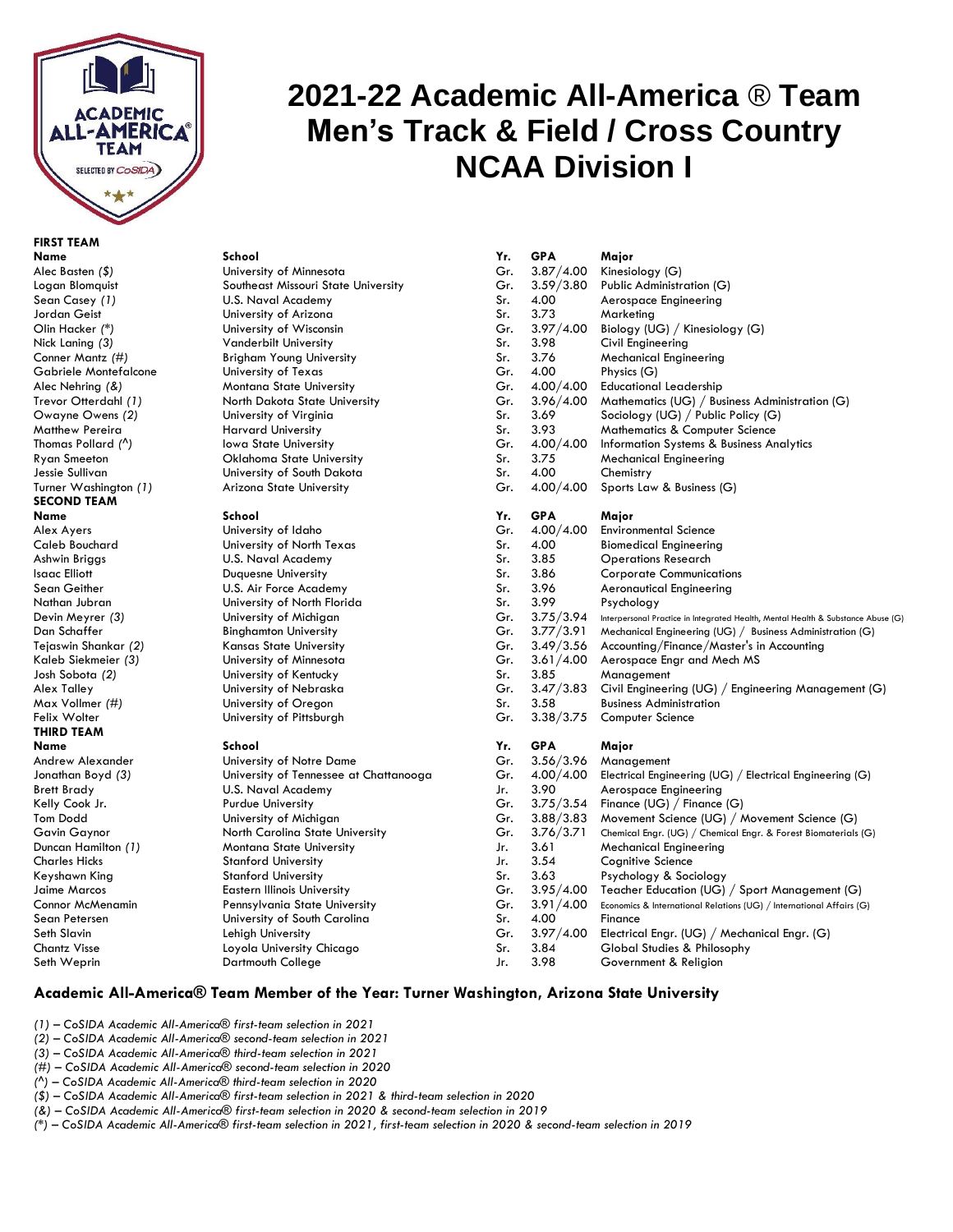# 2021-22 Academic All-America ® Team Men's Track & Field / Cross Country NCAA Division I

**FIRST TEAM**

| Name | School | Yr. | GPA | Major |
|---|---|---|---|---|
| Alec Basten *($)* | University of Minnesota | Gr. | 3.87/4.00 | Kinesiology (G) |
| Logan Blomquist | Southeast Missouri State University | Gr. | 3.59/3.80 | Public Administration (G) |
| Sean Casey *(1)* | U.S. Naval Academy | Sr. | 4.00 | Aerospace Engineering |
| Jordan Geist | University of Arizona | Sr. | 3.73 | Marketing |
| Olin Hacker *(*)* | University of Wisconsin | Gr. | 3.97/4.00 | Biology (UG) / Kinesiology (G) |
| Nick Laning *(3)* | Vanderbilt University | Sr. | 3.98 | Civil Engineering |
| Conner Mantz *(#)* | Brigham Young University | Sr. | 3.76 | Mechanical Engineering |
| Gabriele Montefalcone | University of Texas | Gr. | 4.00 | Physics (G) |
| Alec Nehring *(&)* | Montana State University | Gr. | 4.00/4.00 | Educational Leadership |
| Trevor Otterdahl *(1)* | North Dakota State University | Gr. | 3.96/4.00 | Mathematics (UG) / Business Administration (G) |
| Owayne Owens *(2)* | University of Virginia | Sr. | 3.69 | Sociology (UG) / Public Policy (G) |
| Matthew Pereira | Harvard University | Sr. | 3.93 | Mathematics & Computer Science |
| Thomas Pollard *(^)* | Iowa State University | Gr. | 4.00/4.00 | Information Systems & Business Analytics |
| Ryan Smeeton | Oklahoma State University | Sr. | 3.75 | Mechanical Engineering |
| Jessie Sullivan | University of South Dakota | Sr. | 4.00 | Chemistry |
| Turner Washington *(1)* | Arizona State University | Gr. | 4.00/4.00 | Sports Law & Business (G) |

**SECOND TEAM**

| Name | School | Yr. | GPA | Major |
|---|---|---|---|---|
| Alex Ayers | University of Idaho | Gr. | 4.00/4.00 | Environmental Science |
| Caleb Bouchard | University of North Texas | Sr. | 4.00 | Biomedical Engineering |
| Ashwin Briggs | U.S. Naval Academy | Sr. | 3.85 | Operations Research |
| Isaac Elliott | Duquesne University | Sr. | 3.86 | Corporate Communications |
| Sean Geither | U.S. Air Force Academy | Sr. | 3.96 | Aeronautical Engineering |
| Nathan Jubran | University of North Florida | Sr. | 3.99 | Psychology |
| Devin Meyrer *(3)* | University of Michigan | Gr. | 3.75/3.94 | Interpersonal Practice in Integrated Health, Mental Health & Substance Abuse (G) |
| Dan Schaffer | Binghamton University | Gr. | 3.77/3.91 | Mechanical Engineering (UG) / Business Administration (G) |
| Tejaswin Shankar *(2)* | Kansas State University | Gr. | 3.49/3.56 | Accounting/Finance/Master's in Accounting |
| Kaleb Siekmeier *(3)* | University of Minnesota | Gr. | 3.61/4.00 | Aerospace Engr and Mech MS |
| Josh Sobota *(2)* | University of Kentucky | Sr. | 3.85 | Management |
| Alex Talley | University of Nebraska | Gr. | 3.47/3.83 | Civil Engineering (UG) / Engineering Management (G) |
| Max Vollmer *(#)* | University of Oregon | Sr. | 3.58 | Business Administration |
| Felix Wolter | University of Pittsburgh | Gr. | 3.38/3.75 | Computer Science |

**THIRD TEAM**

| Name | School | Yr. | GPA | Major |
|---|---|---|---|---|
| Andrew Alexander | University of Notre Dame | Gr. | 3.56/3.96 | Management |
| Jonathan Boyd *(3)* | University of Tennessee at Chattanooga | Gr. | 4.00/4.00 | Electrical Engineering (UG) / Electrical Engineering (G) |
| Brett Brady | U.S. Naval Academy | Jr. | 3.90 | Aerospace Engineering |
| Kelly Cook Jr. | Purdue University | Gr. | 3.75/3.54 | Finance (UG) / Finance (G) |
| Tom Dodd | University of Michigan | Gr. | 3.88/3.83 | Movement Science (UG) / Movement Science (G) |
| Gavin Gaynor | North Carolina State University | Gr. | 3.76/3.71 | Chemical Engr. (UG) / Chemical Engr. & Forest Biomaterials (G) |
| Duncan Hamilton *(1)* | Montana State University | Jr. | 3.61 | Mechanical Engineering |
| Charles Hicks | Stanford University | Jr. | 3.54 | Cognitive Science |
| Keyshawn King | Stanford University | Sr. | 3.63 | Psychology & Sociology |
| Jaime Marcos | Eastern Illinois University | Gr. | 3.95/4.00 | Teacher Education (UG) / Sport Management (G) |
| Connor McMenamin | Pennsylvania State University | Gr. | 3.91/4.00 | Economics & International Relations (UG) / International Affairs (G) |
| Sean Petersen | University of South Carolina | Sr. | 4.00 | Finance |
| Seth Slavin | Lehigh University | Gr. | 3.97/4.00 | Electrical Engr. (UG) / Mechanical Engr. (G) |
| Chantz Visse | Loyola University Chicago | Sr. | 3.84 | Global Studies & Philosophy |
| Seth Weprin | Dartmouth College | Jr. | 3.98 | Government & Religion |

**Academic All-America® Team Member of the Year: Turner Washington, Arizona State University**

*(1) – CoSIDA Academic All-America® first-team selection in 2021*
*(2) – CoSIDA Academic All-America® second-team selection in 2021*
*(3) – CoSIDA Academic All-America® third-team selection in 2021*
*(#) – CoSIDA Academic All-America® second-team selection in 2020*
*(^) – CoSIDA Academic All-America® third-team selection in 2020*
*($) – CoSIDA Academic All-America® first-team selection in 2021 & third-team selection in 2020*
*(&) – CoSIDA Academic All-America® first-team selection in 2020 & second-team selection in 2019*
*(*) – CoSIDA Academic All-America® first-team selection in 2021, first-team selection in 2020 & second-team selection in 2019*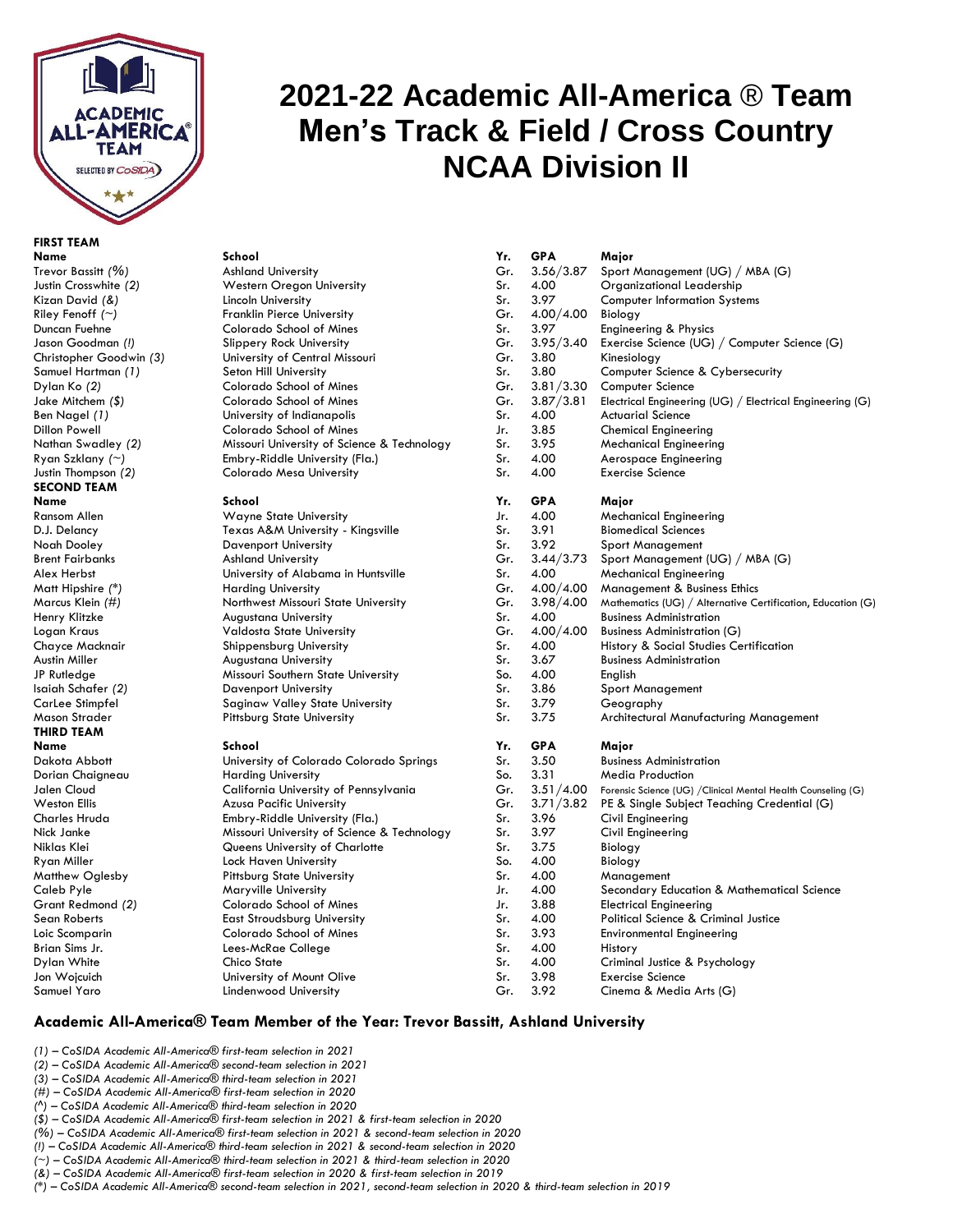# 2021-22 Academic All-America ® Team
# Men's Track & Field / Cross Country
# NCAA Division II

**FIRST TEAM**

| Name | School | Yr. | GPA | Major |
|---|---|---|---|---|
| Trevor Bassitt *(%)* | Ashland University | Gr. | 3.56/3.87 | Sport Management (UG) / MBA (G) |
| Justin Crosswhite *(2)* | Western Oregon University | Sr. | 4.00 | Organizational Leadership |
| Kizan David *(&)* | Lincoln University | Sr. | 3.97 | Computer Information Systems |
| Riley Fenoff *(~)* | Franklin Pierce University | Gr. | 4.00/4.00 | Biology |
| Duncan Fuehne | Colorado School of Mines | Sr. | 3.97 | Engineering & Physics |
| Jason Goodman *(!)* | Slippery Rock University | Gr. | 3.95/3.40 | Exercise Science (UG) / Computer Science (G) |
| Christopher Goodwin *(3)* | University of Central Missouri | Gr. | 3.80 | Kinesiology |
| Samuel Hartman *(1)* | Seton Hill University | Sr. | 3.80 | Computer Science & Cybersecurity |
| Dylan Ko *(2)* | Colorado School of Mines | Gr. | 3.81/3.30 | Computer Science |
| Jake Mitchem *($)* | Colorado School of Mines | Gr. | 3.87/3.81 | Electrical Engineering (UG) / Electrical Engineering (G) |
| Ben Nagel *(1)* | University of Indianapolis | Sr. | 4.00 | Actuarial Science |
| Dillon Powell | Colorado School of Mines | Jr. | 3.85 | Chemical Engineering |
| Nathan Swadley *(2)* | Missouri University of Science & Technology | Sr. | 3.95 | Mechanical Engineering |
| Ryan Szklany *(~)* | Embry-Riddle University (Fla.) | Sr. | 4.00 | Aerospace Engineering |
| Justin Thompson *(2)* | Colorado Mesa University | Sr. | 4.00 | Exercise Science |

**SECOND TEAM**

| Name | School | Yr. | GPA | Major |
|---|---|---|---|---|
| Ransom Allen | Wayne State University | Jr. | 4.00 | Mechanical Engineering |
| D.J. Delancy | Texas A&M University - Kingsville | Sr. | 3.91 | Biomedical Sciences |
| Noah Dooley | Davenport University | Sr. | 3.92 | Sport Management |
| Brent Fairbanks | Ashland University | Gr. | 3.44/3.73 | Sport Management (UG) / MBA (G) |
| Alex Herbst | University of Alabama in Huntsville | Sr. | 4.00 | Mechanical Engineering |
| Matt Hipshire *(*)* | Harding University | Gr. | 4.00/4.00 | Management & Business Ethics |
| Marcus Klein *(#)* | Northwest Missouri State University | Gr. | 3.98/4.00 | Mathematics (UG) / Alternative Certification, Education (G) |
| Henry Klitzke | Augustana University | Sr. | 4.00 | Business Administration |
| Logan Kraus | Valdosta State University | Gr. | 4.00/4.00 | Business Administration (G) |
| Chayce Macknair | Shippensburg University | Sr. | 4.00 | History & Social Studies Certification |
| Austin Miller | Augustana University | Sr. | 3.67 | Business Administration |
| JP Rutledge | Missouri Southern State University | So. | 4.00 | English |
| Isaiah Schafer *(2)* | Davenport University | Sr. | 3.86 | Sport Management |
| CarLee Stimpfel | Saginaw Valley State University | Sr. | 3.79 | Geography |
| Mason Strader | Pittsburg State University | Sr. | 3.75 | Architectural Manufacturing Management |

**THIRD TEAM**

| Name | School | Yr. | GPA | Major |
|---|---|---|---|---|
| Dakota Abbott | University of Colorado Colorado Springs | Sr. | 3.50 | Business Administration |
| Dorian Chaigneau | Harding University | So. | 3.31 | Media Production |
| Jalen Cloud | California University of Pennsylvania | Gr. | 3.51/4.00 | Forensic Science (UG) /Clinical Mental Health Counseling (G) |
| Weston Ellis | Azusa Pacific University | Gr. | 3.71/3.82 | PE & Single Subject Teaching Credential (G) |
| Charles Hruda | Embry-Riddle University (Fla.) | Sr. | 3.96 | Civil Engineering |
| Nick Janke | Missouri University of Science & Technology | Sr. | 3.97 | Civil Engineering |
| Niklas Klei | Queens University of Charlotte | Sr. | 3.75 | Biology |
| Ryan Miller | Lock Haven University | So. | 4.00 | Biology |
| Matthew Oglesby | Pittsburg State University | Sr. | 4.00 | Management |
| Caleb Pyle | Maryville University | Jr. | 4.00 | Secondary Education & Mathematical Science |
| Grant Redmond *(2)* | Colorado School of Mines | Jr. | 3.88 | Electrical Engineering |
| Sean Roberts | East Stroudsburg University | Sr. | 4.00 | Political Science & Criminal Justice |
| Loic Scomparin | Colorado School of Mines | Sr. | 3.93 | Environmental Engineering |
| Brian Sims Jr. | Lees-McRae College | Sr. | 4.00 | History |
| Dylan White | Chico State | Sr. | 4.00 | Criminal Justice & Psychology |
| Jon Wojcuich | University of Mount Olive | Sr. | 3.98 | Exercise Science |
| Samuel Yaro | Lindenwood University | Gr. | 3.92 | Cinema & Media Arts (G) |

**Academic All-America® Team Member of the Year: Trevor Bassitt, Ashland University**

*(1) – CoSIDA Academic All-America® first-team selection in 2021*
*(2) – CoSIDA Academic All-America® second-team selection in 2021*
*(3) – CoSIDA Academic All-America® third-team selection in 2021*
*(#) – CoSIDA Academic All-America® first-team selection in 2020*
*(^) – CoSIDA Academic All-America® third-team selection in 2020*
*($) – CoSIDA Academic All-America® first-team selection in 2021 & first-team selection in 2020*
*(%) – CoSIDA Academic All-America® first-team selection in 2021 & second-team selection in 2020*
*(!) – CoSIDA Academic All-America® third-team selection in 2021 & second-team selection in 2020*
*(~) – CoSIDA Academic All-America® third-team selection in 2021 & third-team selection in 2020*
*(&) – CoSIDA Academic All-America® first-team selection in 2020 & first-team selection in 2019*
*(*) – CoSIDA Academic All-America® second-team selection in 2021, second-team selection in 2020 & third-team selection in 2019*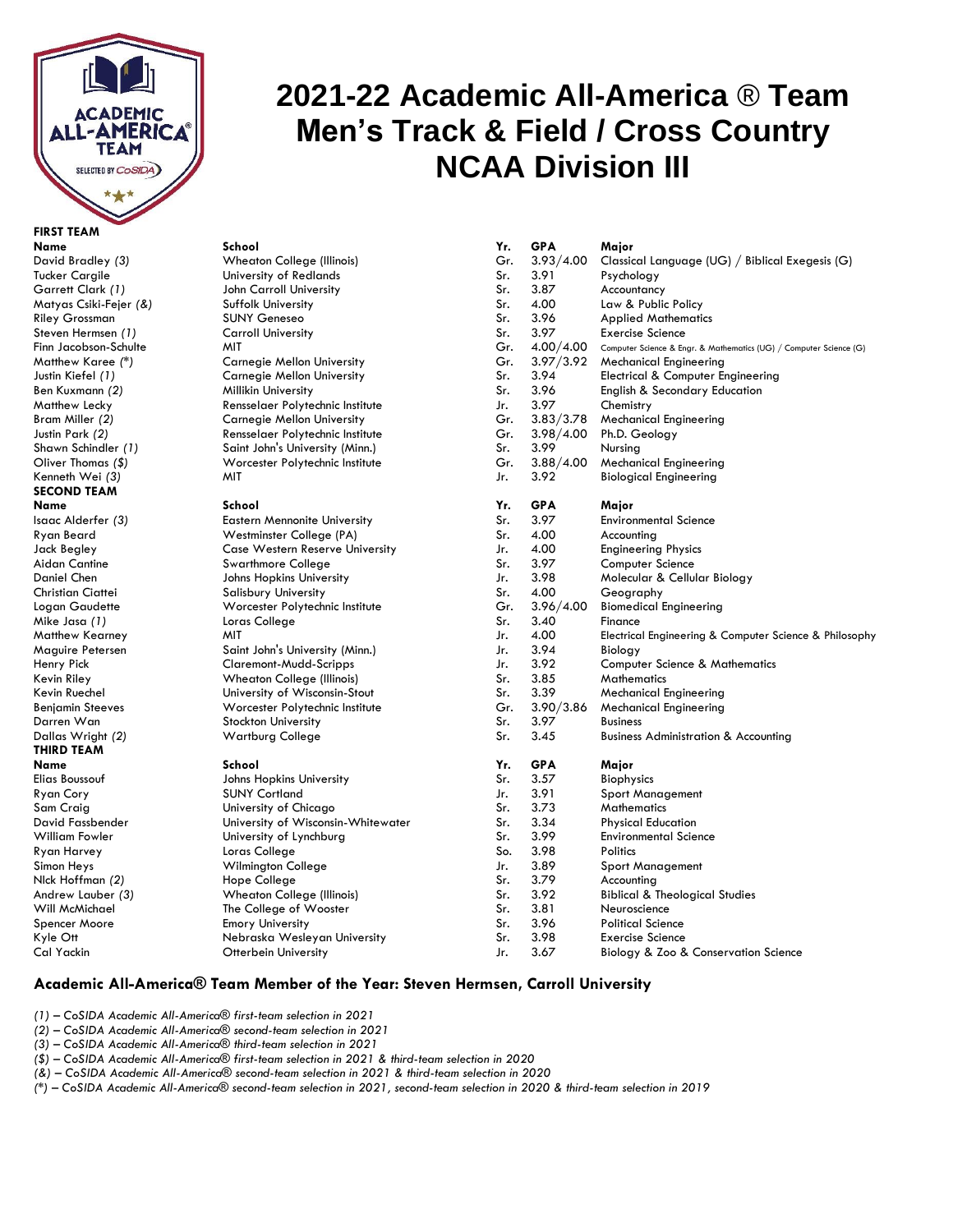# 2021-22 Academic All-America ® Team
# Men's Track & Field / Cross Country
# NCAA Division III

## FIRST TEAM

| Name | School | Yr. | GPA | Major |
|---|---|---|---|---|
| David Bradley *(3)* | Wheaton College (Illinois) | Gr. | 3.93/4.00 | Classical Language (UG) / Biblical Exegesis (G) |
| Tucker Cargile | University of Redlands | Sr. | 3.91 | Psychology |
| Garrett Clark *(1)* | John Carroll University | Sr. | 3.87 | Accountancy |
| Matyas Csiki-Fejer *(&)* | Suffolk University | Sr. | 4.00 | Law & Public Policy |
| Riley Grossman | SUNY Geneseo | Sr. | 3.96 | Applied Mathematics |
| Steven Hermsen *(1)* | Carroll University | Sr. | 3.97 | Exercise Science |
| Finn Jacobson-Schulte | MIT | Gr. | 4.00/4.00 | Computer Science & Engr. & Mathematics (UG) / Computer Science (G) |
| Matthew Karee *(*)* | Carnegie Mellon University | Gr. | 3.97/3.92 | Mechanical Engineering |
| Justin Kiefel *(1)* | Carnegie Mellon University | Sr. | 3.94 | Electrical & Computer Engineering |
| Ben Kuxmann *(2)* | Millikin University | Sr. | 3.96 | English & Secondary Education |
| Matthew Lecky | Rensselaer Polytechnic Institute | Jr. | 3.97 | Chemistry |
| Bram Miller *(2)* | Carnegie Mellon University | Gr. | 3.83/3.78 | Mechanical Engineering |
| Justin Park *(2)* | Rensselaer Polytechnic Institute | Gr. | 3.98/4.00 | Ph.D. Geology |
| Shawn Schindler *(1)* | Saint John's University (Minn.) | Sr. | 3.99 | Nursing |
| Oliver Thomas *($)* | Worcester Polytechnic Institute | Gr. | 3.88/4.00 | Mechanical Engineering |
| Kenneth Wei *(3)* | MIT | Jr. | 3.92 | Biological Engineering |

## SECOND TEAM

| Name | School | Yr. | GPA | Major |
|---|---|---|---|---|
| Isaac Alderfer *(3)* | Eastern Mennonite University | Sr. | 3.97 | Environmental Science |
| Ryan Beard | Westminster College (PA) | Sr. | 4.00 | Accounting |
| Jack Begley | Case Western Reserve University | Jr. | 4.00 | Engineering Physics |
| Aidan Cantine | Swarthmore College | Sr. | 3.97 | Computer Science |
| Daniel Chen | Johns Hopkins University | Jr. | 3.98 | Molecular & Cellular Biology |
| Christian Ciattei | Salisbury University | Sr. | 4.00 | Geography |
| Logan Gaudette | Worcester Polytechnic Institute | Gr. | 3.96/4.00 | Biomedical Engineering |
| Mike Jasa *(1)* | Loras College | Sr. | 3.40 | Finance |
| Matthew Kearney | MIT | Jr. | 4.00 | Electrical Engineering & Computer Science & Philosophy |
| Maguire Petersen | Saint John's University (Minn.) | Jr. | 3.94 | Biology |
| Henry Pick | Claremont-Mudd-Scripps | Jr. | 3.92 | Computer Science & Mathematics |
| Kevin Riley | Wheaton College (Illinois) | Sr. | 3.85 | Mathematics |
| Kevin Ruechel | University of Wisconsin-Stout | Sr. | 3.39 | Mechanical Engineering |
| Benjamin Steeves | Worcester Polytechnic Institute | Gr. | 3.90/3.86 | Mechanical Engineering |
| Darren Wan | Stockton University | Sr. | 3.97 | Business |
| Dallas Wright *(2)* | Wartburg College | Sr. | 3.45 | Business Administration & Accounting |

## THIRD TEAM

| Name | School | Yr. | GPA | Major |
|---|---|---|---|---|
| Elias Boussouf | Johns Hopkins University | Sr. | 3.57 | Biophysics |
| Ryan Cory | SUNY Cortland | Jr. | 3.91 | Sport Management |
| Sam Craig | University of Chicago | Sr. | 3.73 | Mathematics |
| David Fassbender | University of Wisconsin-Whitewater | Sr. | 3.34 | Physical Education |
| William Fowler | University of Lynchburg | Sr. | 3.99 | Environmental Science |
| Ryan Harvey | Loras College | So. | 3.98 | Politics |
| Simon Heys | Wilmington College | Jr. | 3.89 | Sport Management |
| NIck Hoffman *(2)* | Hope College | Sr. | 3.79 | Accounting |
| Andrew Lauber *(3)* | Wheaton College (Illinois) | Sr. | 3.92 | Biblical & Theological Studies |
| Will McMichael | The College of Wooster | Sr. | 3.81 | Neuroscience |
| Spencer Moore | Emory University | Sr. | 3.96 | Political Science |
| Kyle Ott | Nebraska Wesleyan University | Sr. | 3.98 | Exercise Science |
| Cal Yackin | Otterbein University | Jr. | 3.67 | Biology & Zoo & Conservation Science |

**Academic All-America® Team Member of the Year: Steven Hermsen, Carroll University**

*(1) – CoSIDA Academic All-America® first-team selection in 2021*
*(2) – CoSIDA Academic All-America® second-team selection in 2021*
*(3) – CoSIDA Academic All-America® third-team selection in 2021*
*($) – CoSIDA Academic All-America® first-team selection in 2021 & third-team selection in 2020*
*(&) – CoSIDA Academic All-America® second-team selection in 2021 & third-team selection in 2020*
*(*) – CoSIDA Academic All-America® second-team selection in 2021, second-team selection in 2020 & third-team selection in 2019*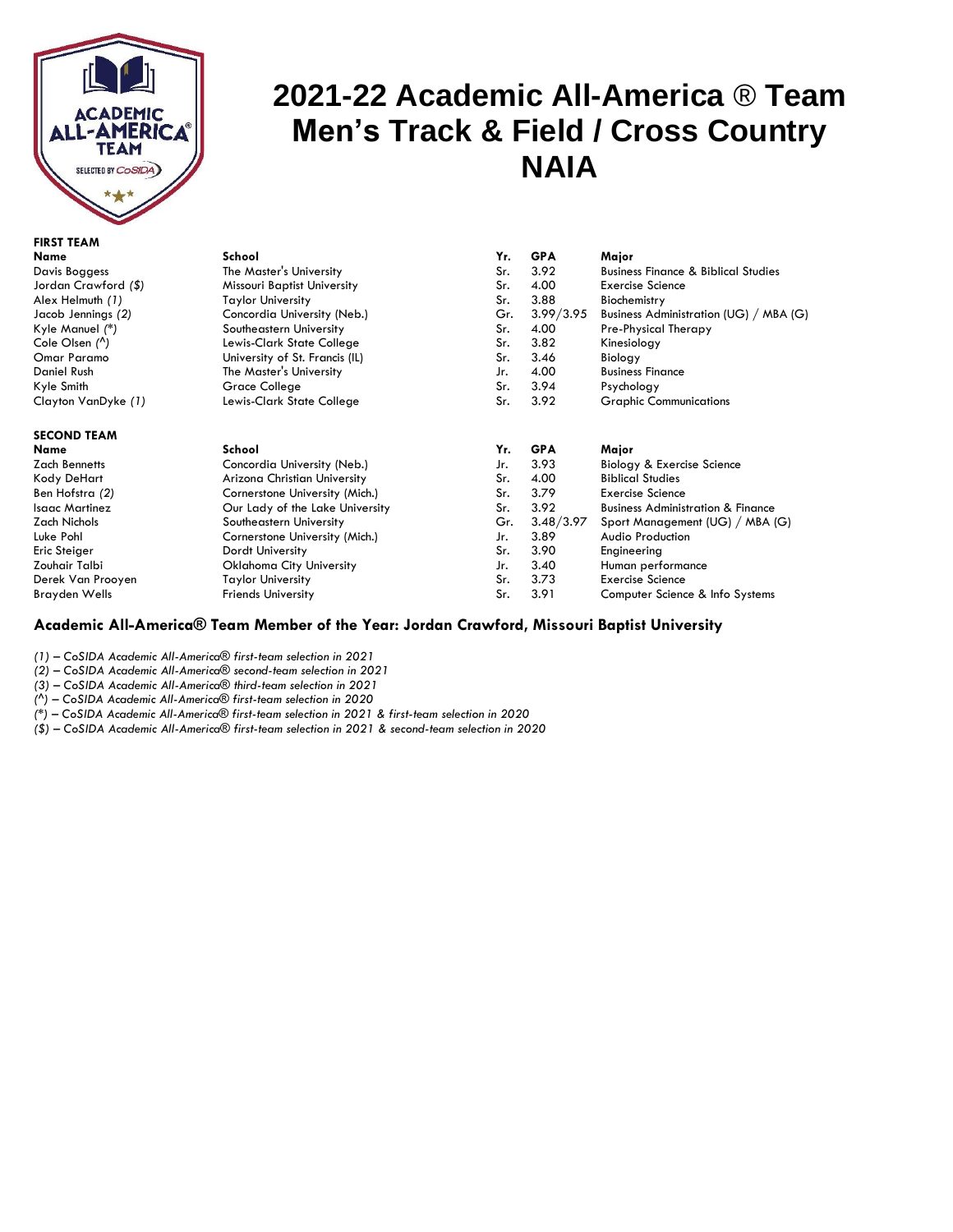# 2021-22 Academic All-America ® Team
# Men's Track & Field / Cross Country
# NAIA

**FIRST TEAM**

| Name | School | Yr. | GPA | Major |
|---|---|---|---|---|
| Davis Boggess | The Master's University | Sr. | 3.92 | Business Finance & Biblical Studies |
| Jordan Crawford *($)* | Missouri Baptist University | Sr. | 4.00 | Exercise Science |
| Alex Helmuth *(1)* | Taylor University | Sr. | 3.88 | Biochemistry |
| Jacob Jennings *(2)* | Concordia University (Neb.) | Gr. | 3.99/3.95 | Business Administration (UG) / MBA (G) |
| Kyle Manuel *(*)* | Southeastern University | Sr. | 4.00 | Pre-Physical Therapy |
| Cole Olsen *(^)* | Lewis-Clark State College | Sr. | 3.82 | Kinesiology |
| Omar Paramo | University of St. Francis (IL) | Sr. | 3.46 | Biology |
| Daniel Rush | The Master's University | Jr. | 4.00 | Business Finance |
| Kyle Smith | Grace College | Sr. | 3.94 | Psychology |
| Clayton VanDyke *(1)* | Lewis-Clark State College | Sr. | 3.92 | Graphic Communications |

**SECOND TEAM**

| Name | School | Yr. | GPA | Major |
|---|---|---|---|---|
| Zach Bennetts | Concordia University (Neb.) | Jr. | 3.93 | Biology & Exercise Science |
| Kody DeHart | Arizona Christian University | Sr. | 4.00 | Biblical Studies |
| Ben Hofstra *(2)* | Cornerstone University (Mich.) | Sr. | 3.79 | Exercise Science |
| Isaac Martinez | Our Lady of the Lake University | Sr. | 3.92 | Business Administration & Finance |
| Zach Nichols | Southeastern University | Gr. | 3.48/3.97 | Sport Management (UG) / MBA (G) |
| Luke Pohl | Cornerstone University (Mich.) | Jr. | 3.89 | Audio Production |
| Eric Steiger | Dordt University | Sr. | 3.90 | Engineering |
| Zouhair Talbi | Oklahoma City University | Jr. | 3.40 | Human performance |
| Derek Van Prooyen | Taylor University | Sr. | 3.73 | Exercise Science |
| Brayden Wells | Friends University | Sr. | 3.91 | Computer Science & Info Systems |

**Academic All-America® Team Member of the Year: Jordan Crawford, Missouri Baptist University**

*(1) – CoSIDA Academic All-America® first-team selection in 2021*
*(2) – CoSIDA Academic All-America® second-team selection in 2021*
*(3) – CoSIDA Academic All-America® third-team selection in 2021*
*(^) – CoSIDA Academic All-America® first-team selection in 2020*
*(*) – CoSIDA Academic All-America® first-team selection in 2021 & first-team selection in 2020*
*($) – CoSIDA Academic All-America® first-team selection in 2021 & second-team selection in 2020*